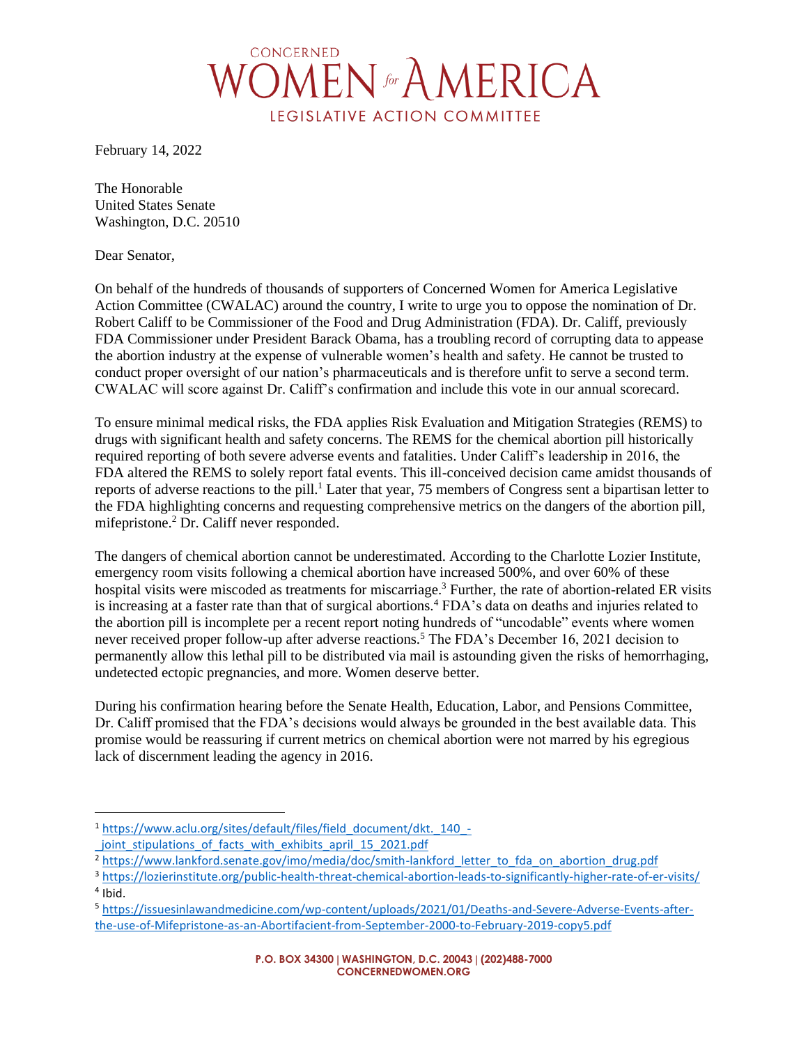# CONCERNED WOMEN for AMERICA

## LEGISLATIVE ACTION COMMITTEE

February 14, 2022

The Honorable
United States Senate
Washington, D.C. 20510

Dear Senator,

On behalf of the hundreds of thousands of supporters of Concerned Women for America Legislative Action Committee (CWALAC) around the country, I write to urge you to oppose the nomination of Dr. Robert Califf to be Commissioner of the Food and Drug Administration (FDA). Dr. Califf, previously FDA Commissioner under President Barack Obama, has a troubling record of corrupting data to appease the abortion industry at the expense of vulnerable women's health and safety. He cannot be trusted to conduct proper oversight of our nation's pharmaceuticals and is therefore unfit to serve a second term. CWALAC will score against Dr. Califf's confirmation and include this vote in our annual scorecard.

To ensure minimal medical risks, the FDA applies Risk Evaluation and Mitigation Strategies (REMS) to drugs with significant health and safety concerns. The REMS for the chemical abortion pill historically required reporting of both severe adverse events and fatalities. Under Califf's leadership in 2016, the FDA altered the REMS to solely report fatal events. This ill-conceived decision came amidst thousands of reports of adverse reactions to the pill.[1] Later that year, 75 members of Congress sent a bipartisan letter to the FDA highlighting concerns and requesting comprehensive metrics on the dangers of the abortion pill, mifepristone.[2] Dr. Califf never responded.

The dangers of chemical abortion cannot be underestimated. According to the Charlotte Lozier Institute, emergency room visits following a chemical abortion have increased 500%, and over 60% of these hospital visits were miscoded as treatments for miscarriage.[3] Further, the rate of abortion-related ER visits is increasing at a faster rate than that of surgical abortions.[4] FDA's data on deaths and injuries related to the abortion pill is incomplete per a recent report noting hundreds of "uncodable" events where women never received proper follow-up after adverse reactions.[5] The FDA's December 16, 2021 decision to permanently allow this lethal pill to be distributed via mail is astounding given the risks of hemorrhaging, undetected ectopic pregnancies, and more. Women deserve better.

During his confirmation hearing before the Senate Health, Education, Labor, and Pensions Committee, Dr. Califf promised that the FDA's decisions would always be grounded in the best available data. This promise would be reassuring if current metrics on chemical abortion were not marred by his egregious lack of discernment leading the agency in 2016.

---

[1] https://www.aclu.org/sites/default/files/field_document/dkt._140_-_joint_stipulations_of_facts_with_exhibits_april_15_2021.pdf

[2] https://www.lankford.senate.gov/imo/media/doc/smith-lankford_letter_to_fda_on_abortion_drug.pdf

[3] https://lozierinstitute.org/public-health-threat-chemical-abortion-leads-to-significantly-higher-rate-of-er-visits/

[4] Ibid.

[5] https://issuesinlawandmedicine.com/wp-content/uploads/2021/01/Deaths-and-Severe-Adverse-Events-after-the-use-of-Mifepristone-as-an-Abortifacient-from-September-2000-to-February-2019-copy5.pdf

**P.O. BOX 34300 | WASHINGTON, D.C. 20043 | (202)488-7000**
**CONCERNEDWOMEN.ORG**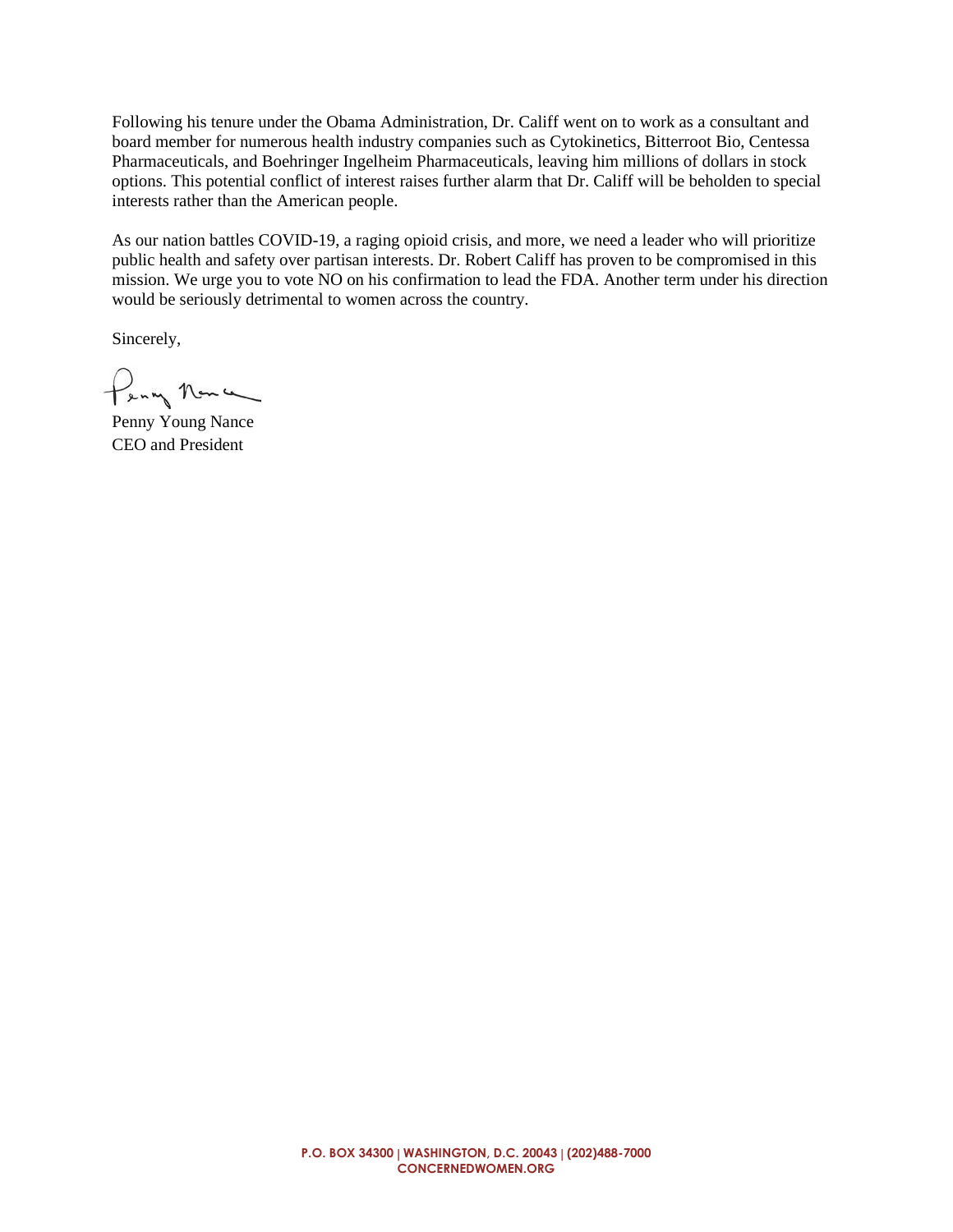Following his tenure under the Obama Administration, Dr. Califf went on to work as a consultant and board member for numerous health industry companies such as Cytokinetics, Bitterroot Bio, Centessa Pharmaceuticals, and Boehringer Ingelheim Pharmaceuticals, leaving him millions of dollars in stock options. This potential conflict of interest raises further alarm that Dr. Califf will be beholden to special interests rather than the American people.

As our nation battles COVID-19, a raging opioid crisis, and more, we need a leader who will prioritize public health and safety over partisan interests. Dr. Robert Califf has proven to be compromised in this mission. We urge you to vote NO on his confirmation to lead the FDA. Another term under his direction would be seriously detrimental to women across the country.

Sincerely,

Penny Young Nance
CEO and President

P.O. BOX 34300 | WASHINGTON, D.C. 20043 | (202)488-7000
CONCERNEDWOMEN.ORG